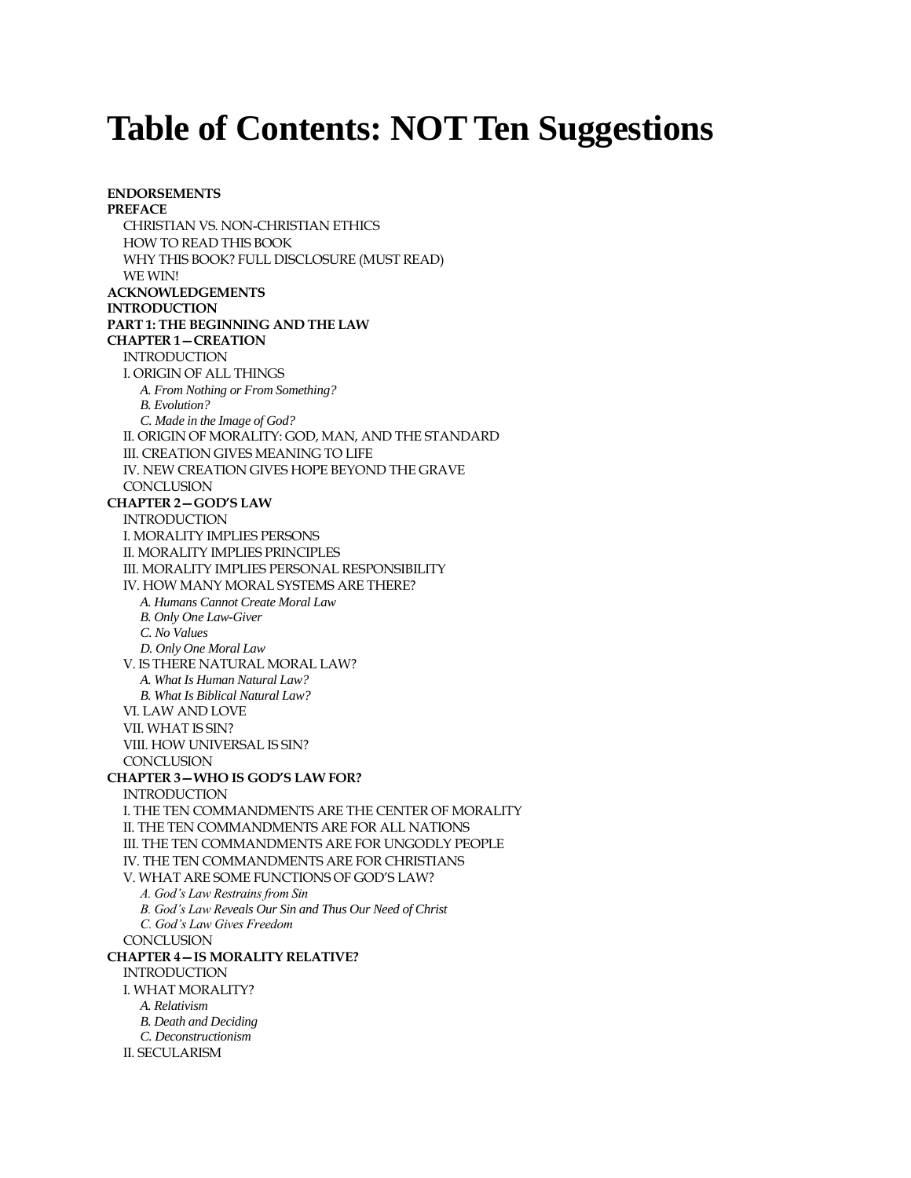# Table of Contents: NOT Ten Suggestions

**ENDORSEMENTS**

**PREFACE**

- CHRISTIAN VS. NON-CHRISTIAN ETHICS
- HOW TO READ THIS BOOK
- WHY THIS BOOK? FULL DISCLOSURE (MUST READ)
- WE WIN!

**ACKNOWLEDGEMENTS**

**INTRODUCTION**

**PART 1: THE BEGINNING AND THE LAW**

**CHAPTER 1—CREATION**

- INTRODUCTION
- I. ORIGIN OF ALL THINGS
  - *A. From Nothing or From Something?*
  - *B. Evolution?*
  - *C. Made in the Image of God?*
- II. ORIGIN OF MORALITY: GOD, MAN, AND THE STANDARD
- III. CREATION GIVES MEANING TO LIFE
- IV. NEW CREATION GIVES HOPE BEYOND THE GRAVE
- CONCLUSION

**CHAPTER 2—GOD'S LAW**

- INTRODUCTION
- I. MORALITY IMPLIES PERSONS
- II. MORALITY IMPLIES PRINCIPLES
- III. MORALITY IMPLIES PERSONAL RESPONSIBILITY
- IV. HOW MANY MORAL SYSTEMS ARE THERE?
  - *A. Humans Cannot Create Moral Law*
  - *B. Only One Law-Giver*
  - *C. No Values*
  - *D. Only One Moral Law*
- V. IS THERE NATURAL MORAL LAW?
  - *A. What Is Human Natural Law?*
  - *B. What Is Biblical Natural Law?*
- VI. LAW AND LOVE
- VII. WHAT IS SIN?
- VIII. HOW UNIVERSAL IS SIN?
- CONCLUSION

**CHAPTER 3—WHO IS GOD'S LAW FOR?**

- INTRODUCTION
- I. THE TEN COMMANDMENTS ARE THE CENTER OF MORALITY
- II. THE TEN COMMANDMENTS ARE FOR ALL NATIONS
- III. THE TEN COMMANDMENTS ARE FOR UNGODLY PEOPLE
- IV. THE TEN COMMANDMENTS ARE FOR CHRISTIANS
- V. WHAT ARE SOME FUNCTIONS OF GOD'S LAW?
  - *A. God's Law Restrains from Sin*
  - *B. God's Law Reveals Our Sin and Thus Our Need of Christ*
  - *C. God's Law Gives Freedom*
- CONCLUSION

**CHAPTER 4—IS MORALITY RELATIVE?**

- INTRODUCTION
- I. WHAT MORALITY?
  - *A. Relativism*
  - *B. Death and Deciding*
  - *C. Deconstructionism*
- II. SECULARISM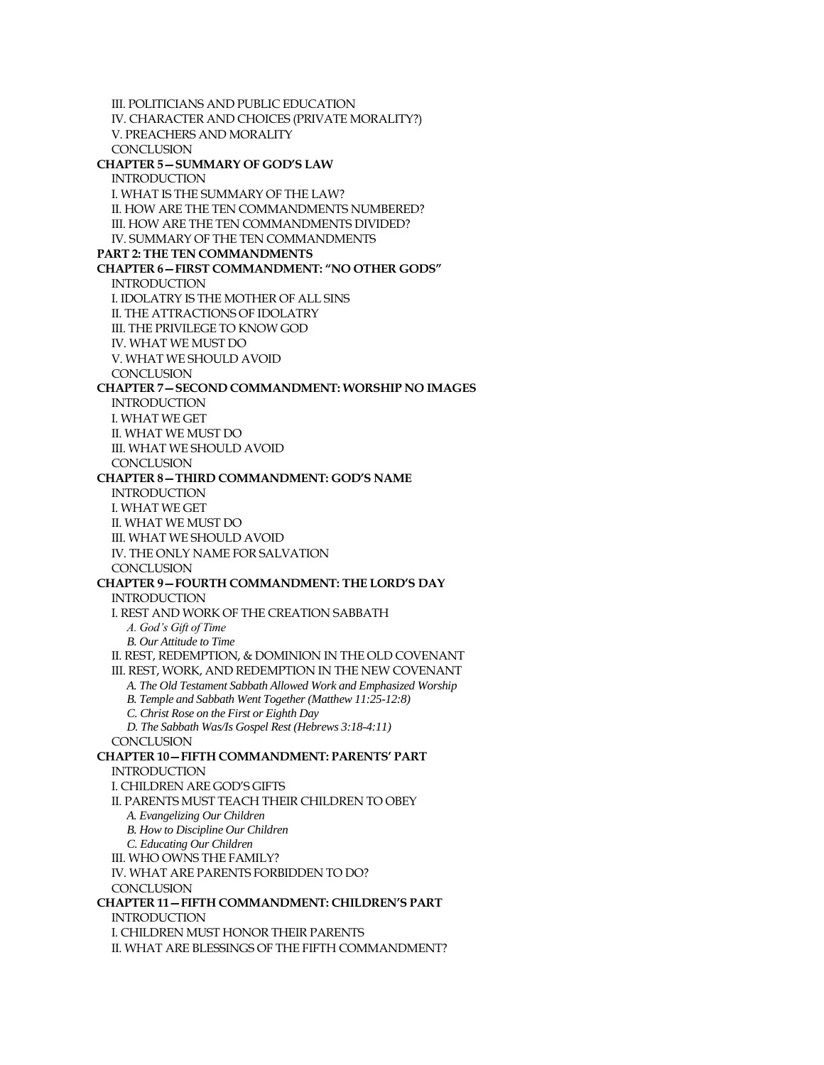III. POLITICIANS AND PUBLIC EDUCATION
IV. CHARACTER AND CHOICES (PRIVATE MORALITY?)
V. PREACHERS AND MORALITY
CONCLUSION

**CHAPTER 5—SUMMARY OF GOD'S LAW**

INTRODUCTION
I. WHAT IS THE SUMMARY OF THE LAW?
II. HOW ARE THE TEN COMMANDMENTS NUMBERED?
III. HOW ARE THE TEN COMMANDMENTS DIVIDED?
IV. SUMMARY OF THE TEN COMMANDMENTS

**PART 2: THE TEN COMMANDMENTS**

**CHAPTER 6—FIRST COMMANDMENT: "NO OTHER GODS"**

INTRODUCTION
I. IDOLATRY IS THE MOTHER OF ALL SINS
II. THE ATTRACTIONS OF IDOLATRY
III. THE PRIVILEGE TO KNOW GOD
IV. WHAT WE MUST DO
V. WHAT WE SHOULD AVOID
CONCLUSION

**CHAPTER 7—SECOND COMMANDMENT: WORSHIP NO IMAGES**

INTRODUCTION
I. WHAT WE GET
II. WHAT WE MUST DO
III. WHAT WE SHOULD AVOID
CONCLUSION

**CHAPTER 8—THIRD COMMANDMENT: GOD'S NAME**

INTRODUCTION
I. WHAT WE GET
II. WHAT WE MUST DO
III. WHAT WE SHOULD AVOID
IV. THE ONLY NAME FOR SALVATION
CONCLUSION

**CHAPTER 9—FOURTH COMMANDMENT: THE LORD'S DAY**

INTRODUCTION
I. REST AND WORK OF THE CREATION SABBATH
*A. God's Gift of Time*
*B. Our Attitude to Time*
II. REST, REDEMPTION, & DOMINION IN THE OLD COVENANT
III. REST, WORK, AND REDEMPTION IN THE NEW COVENANT
*A. The Old Testament Sabbath Allowed Work and Emphasized Worship*
*B. Temple and Sabbath Went Together (Matthew 11:25-12:8)*
*C. Christ Rose on the First or Eighth Day*
*D. The Sabbath Was/Is Gospel Rest (Hebrews 3:18-4:11)*
CONCLUSION

**CHAPTER 10—FIFTH COMMANDMENT: PARENTS' PART**

INTRODUCTION
I. CHILDREN ARE GOD'S GIFTS
II. PARENTS MUST TEACH THEIR CHILDREN TO OBEY
*A. Evangelizing Our Children*
*B. How to Discipline Our Children*
*C. Educating Our Children*
III. WHO OWNS THE FAMILY?
IV. WHAT ARE PARENTS FORBIDDEN TO DO?
CONCLUSION

**CHAPTER 11—FIFTH COMMANDMENT: CHILDREN'S PART**

INTRODUCTION
I. CHILDREN MUST HONOR THEIR PARENTS
II. WHAT ARE BLESSINGS OF THE FIFTH COMMANDMENT?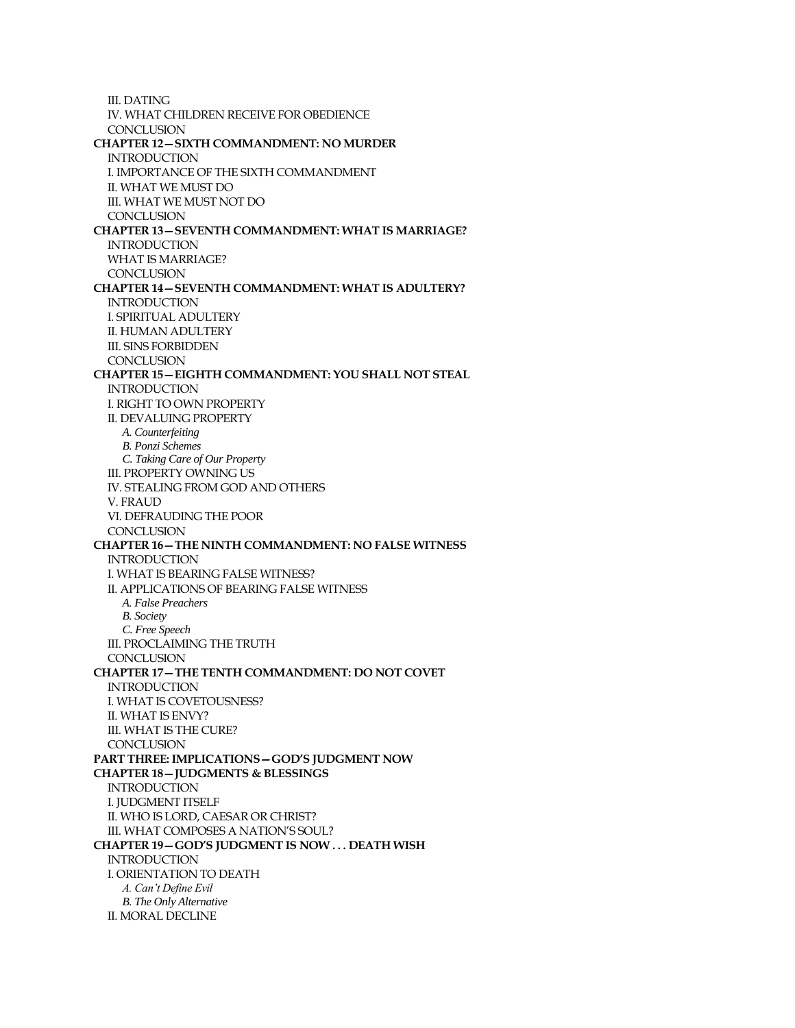III. DATING
IV. WHAT CHILDREN RECEIVE FOR OBEDIENCE
CONCLUSION

**CHAPTER 12—SIXTH COMMANDMENT: NO MURDER**

INTRODUCTION
I. IMPORTANCE OF THE SIXTH COMMANDMENT
II. WHAT WE MUST DO
III. WHAT WE MUST NOT DO
CONCLUSION

**CHAPTER 13—SEVENTH COMMANDMENT: WHAT IS MARRIAGE?**

INTRODUCTION
WHAT IS MARRIAGE?
CONCLUSION

**CHAPTER 14—SEVENTH COMMANDMENT: WHAT IS ADULTERY?**

INTRODUCTION
I. SPIRITUAL ADULTERY
II. HUMAN ADULTERY
III. SINS FORBIDDEN
CONCLUSION

**CHAPTER 15—EIGHTH COMMANDMENT: YOU SHALL NOT STEAL**

INTRODUCTION
I. RIGHT TO OWN PROPERTY
II. DEVALUING PROPERTY
- *A. Counterfeiting*
- *B. Ponzi Schemes*
- *C. Taking Care of Our Property*

III. PROPERTY OWNING US
IV. STEALING FROM GOD AND OTHERS
V. FRAUD
VI. DEFRAUDING THE POOR
CONCLUSION

**CHAPTER 16—THE NINTH COMMANDMENT: NO FALSE WITNESS**

INTRODUCTION
I. WHAT IS BEARING FALSE WITNESS?
II. APPLICATIONS OF BEARING FALSE WITNESS
- *A. False Preachers*
- *B. Society*
- *C. Free Speech*

III. PROCLAIMING THE TRUTH
CONCLUSION

**CHAPTER 17—THE TENTH COMMANDMENT: DO NOT COVET**

INTRODUCTION
I. WHAT IS COVETOUSNESS?
II. WHAT IS ENVY?
III. WHAT IS THE CURE?
CONCLUSION

**PART THREE: IMPLICATIONS—GOD'S JUDGMENT NOW**

**CHAPTER 18—JUDGMENTS & BLESSINGS**

INTRODUCTION
I. JUDGMENT ITSELF
II. WHO IS LORD, CAESAR OR CHRIST?
III. WHAT COMPOSES A NATION'S SOUL?

**CHAPTER 19—GOD'S JUDGMENT IS NOW . . . DEATH WISH**

INTRODUCTION
I. ORIENTATION TO DEATH
- *A. Can't Define Evil*
- *B. The Only Alternative*

II. MORAL DECLINE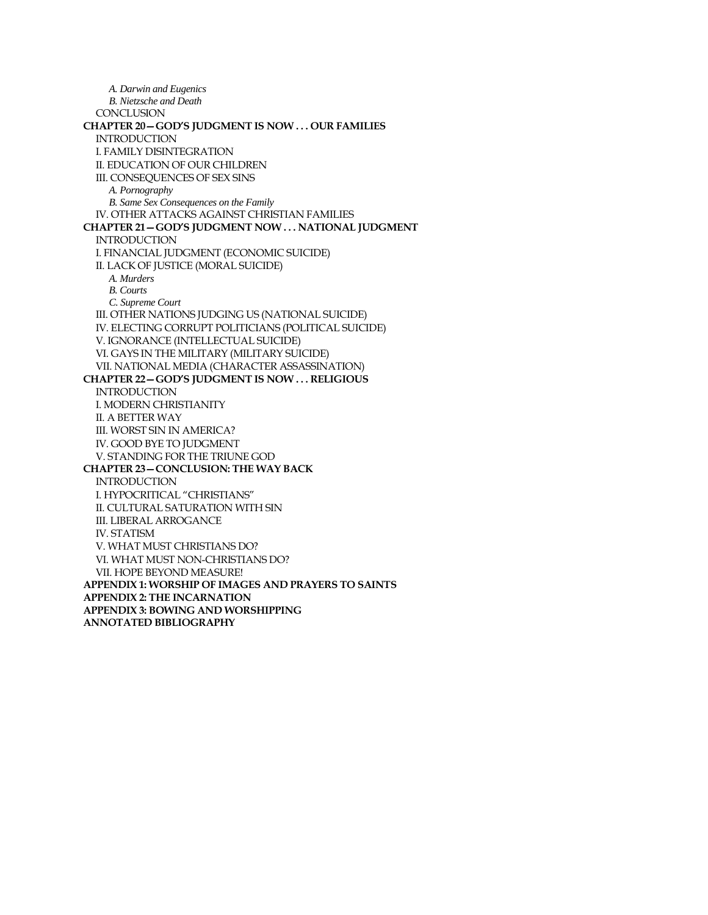*A. Darwin and Eugenics*
*B. Nietzsche and Death*
CONCLUSION

**CHAPTER 20—GOD'S JUDGMENT IS NOW . . . OUR FAMILIES**

INTRODUCTION
I. FAMILY DISINTEGRATION
II. EDUCATION OF OUR CHILDREN
III. CONSEQUENCES OF SEX SINS
*A. Pornography*
*B. Same Sex Consequences on the Family*
IV. OTHER ATTACKS AGAINST CHRISTIAN FAMILIES

**CHAPTER 21—GOD'S JUDGMENT NOW . . . NATIONAL JUDGMENT**

INTRODUCTION
I. FINANCIAL JUDGMENT (ECONOMIC SUICIDE)
II. LACK OF JUSTICE (MORAL SUICIDE)
*A. Murders*
*B. Courts*
*C. Supreme Court*
III. OTHER NATIONS JUDGING US (NATIONAL SUICIDE)
IV. ELECTING CORRUPT POLITICIANS (POLITICAL SUICIDE)
V. IGNORANCE (INTELLECTUAL SUICIDE)
VI. GAYS IN THE MILITARY (MILITARY SUICIDE)
VII. NATIONAL MEDIA (CHARACTER ASSASSINATION)

**CHAPTER 22—GOD'S JUDGMENT IS NOW . . . RELIGIOUS**

INTRODUCTION
I. MODERN CHRISTIANITY
II. A BETTER WAY
III. WORST SIN IN AMERICA?
IV. GOOD BYE TO JUDGMENT
V. STANDING FOR THE TRIUNE GOD

**CHAPTER 23—CONCLUSION: THE WAY BACK**

INTRODUCTION
I. HYPOCRITICAL "CHRISTIANS"
II. CULTURAL SATURATION WITH SIN
III. LIBERAL ARROGANCE
IV. STATISM
V. WHAT MUST CHRISTIANS DO?
VI. WHAT MUST NON-CHRISTIANS DO?
VII. HOPE BEYOND MEASURE!

**APPENDIX 1: WORSHIP OF IMAGES AND PRAYERS TO SAINTS**

**APPENDIX 2: THE INCARNATION**

**APPENDIX 3: BOWING AND WORSHIPPING**

**ANNOTATED BIBLIOGRAPHY**